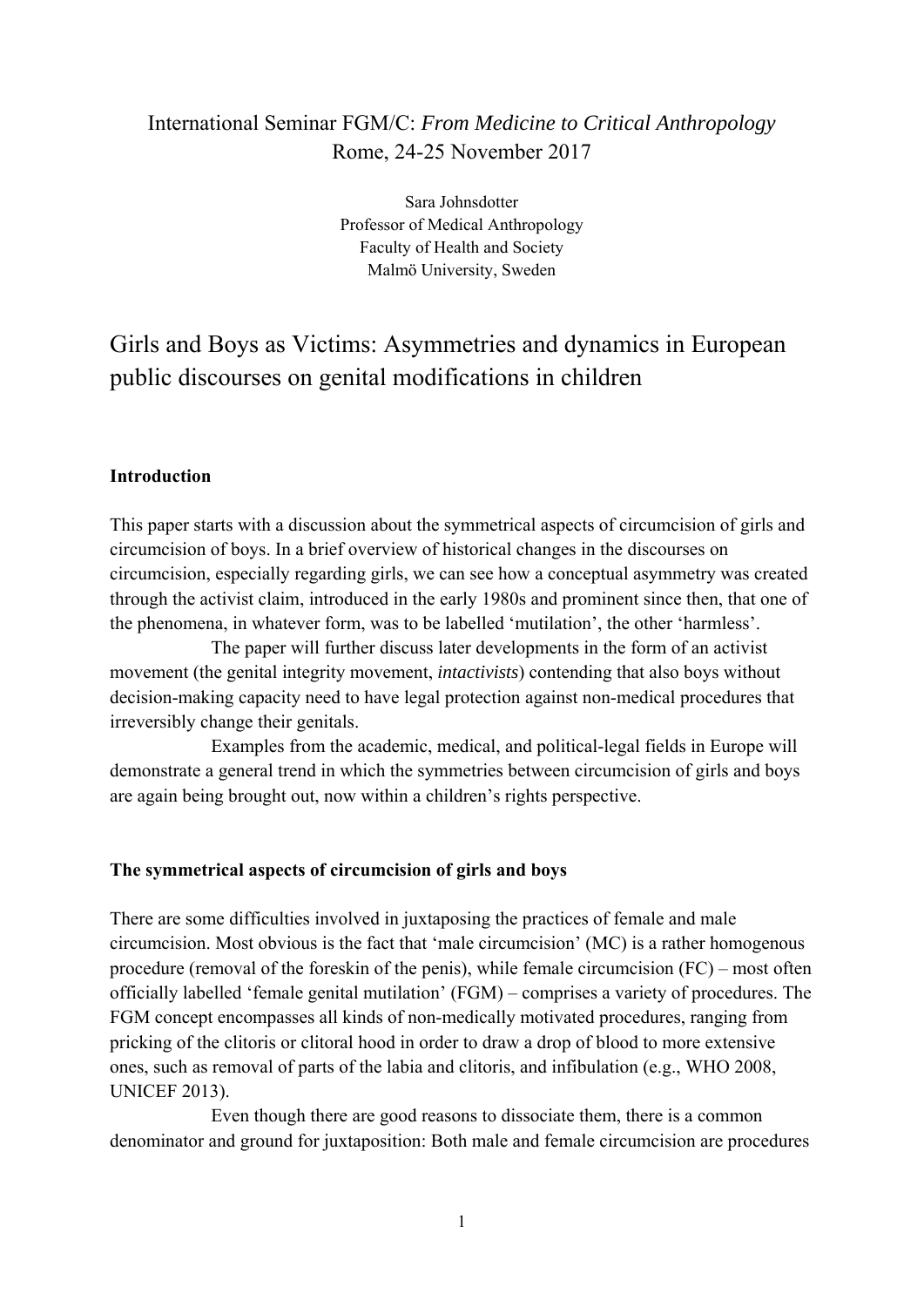International Seminar FGM/C: *From Medicine to Critical Anthropology*
Rome, 24-25 November 2017

Sara Johnsdotter
Professor of Medical Anthropology
Faculty of Health and Society
Malmö University, Sweden

# Girls and Boys as Victims: Asymmetries and dynamics in European public discourses on genital modifications in children

## Introduction

This paper starts with a discussion about the symmetrical aspects of circumcision of girls and circumcision of boys. In a brief overview of historical changes in the discourses on circumcision, especially regarding girls, we can see how a conceptual asymmetry was created through the activist claim, introduced in the early 1980s and prominent since then, that one of the phenomena, in whatever form, was to be labelled 'mutilation', the other 'harmless'.

The paper will further discuss later developments in the form of an activist movement (the genital integrity movement, *intactivists*) contending that also boys without decision-making capacity need to have legal protection against non-medical procedures that irreversibly change their genitals.

Examples from the academic, medical, and political-legal fields in Europe will demonstrate a general trend in which the symmetries between circumcision of girls and boys are again being brought out, now within a children's rights perspective.

## The symmetrical aspects of circumcision of girls and boys

There are some difficulties involved in juxtaposing the practices of female and male circumcision. Most obvious is the fact that 'male circumcision' (MC) is a rather homogenous procedure (removal of the foreskin of the penis), while female circumcision (FC) – most often officially labelled 'female genital mutilation' (FGM) – comprises a variety of procedures. The FGM concept encompasses all kinds of non-medically motivated procedures, ranging from pricking of the clitoris or clitoral hood in order to draw a drop of blood to more extensive ones, such as removal of parts of the labia and clitoris, and infibulation (e.g., WHO 2008, UNICEF 2013).

Even though there are good reasons to dissociate them, there is a common denominator and ground for juxtaposition: Both male and female circumcision are procedures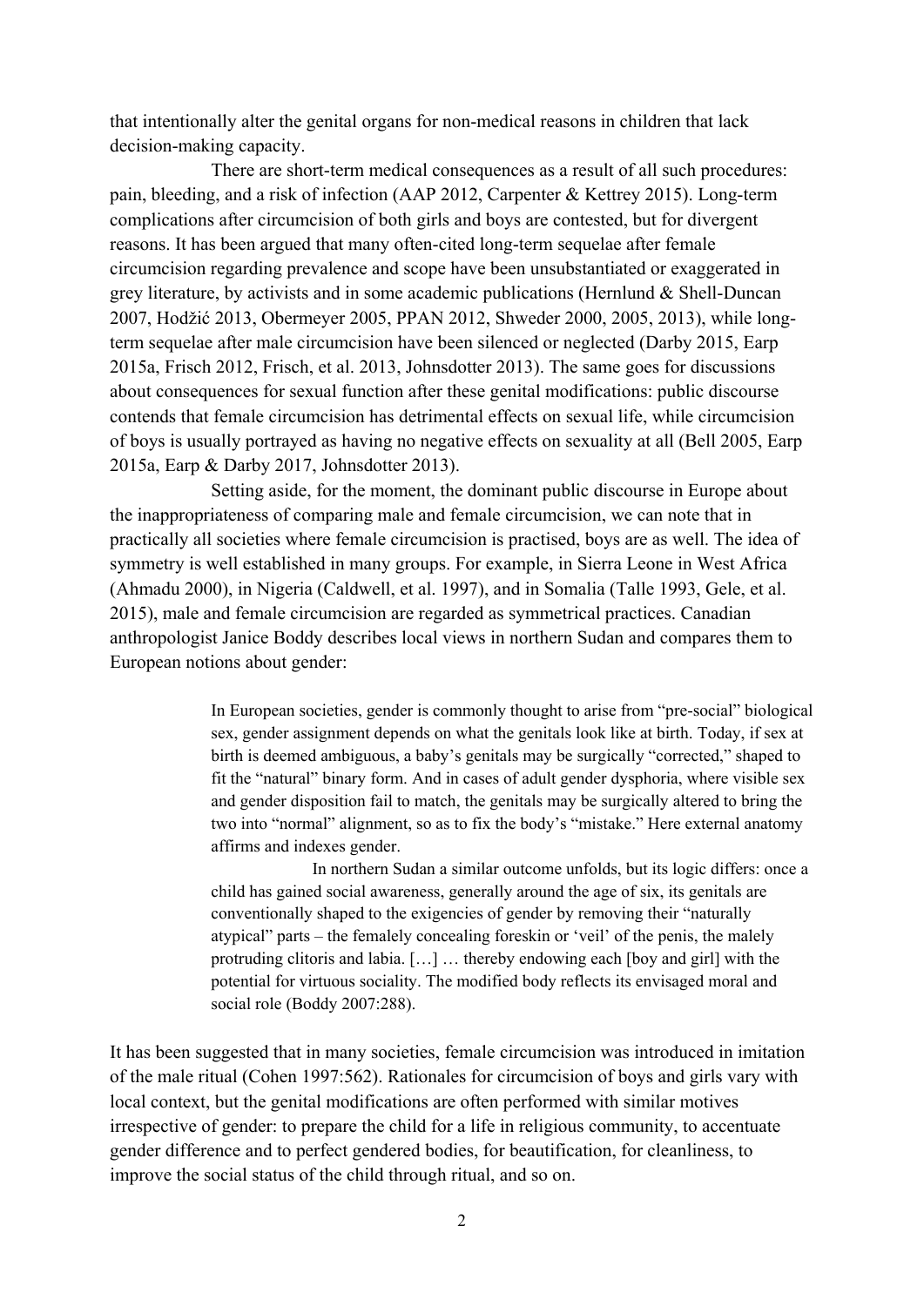that intentionally alter the genital organs for non-medical reasons in children that lack decision-making capacity.

There are short-term medical consequences as a result of all such procedures: pain, bleeding, and a risk of infection (AAP 2012, Carpenter & Kettrey 2015). Long-term complications after circumcision of both girls and boys are contested, but for divergent reasons. It has been argued that many often-cited long-term sequelae after female circumcision regarding prevalence and scope have been unsubstantiated or exaggerated in grey literature, by activists and in some academic publications (Hernlund & Shell-Duncan 2007, Hodžić 2013, Obermeyer 2005, PPAN 2012, Shweder 2000, 2005, 2013), while long-term sequelae after male circumcision have been silenced or neglected (Darby 2015, Earp 2015a, Frisch 2012, Frisch, et al. 2013, Johnsdotter 2013). The same goes for discussions about consequences for sexual function after these genital modifications: public discourse contends that female circumcision has detrimental effects on sexual life, while circumcision of boys is usually portrayed as having no negative effects on sexuality at all (Bell 2005, Earp 2015a, Earp & Darby 2017, Johnsdotter 2013).

Setting aside, for the moment, the dominant public discourse in Europe about the inappropriateness of comparing male and female circumcision, we can note that in practically all societies where female circumcision is practised, boys are as well. The idea of symmetry is well established in many groups. For example, in Sierra Leone in West Africa (Ahmadu 2000), in Nigeria (Caldwell, et al. 1997), and in Somalia (Talle 1993, Gele, et al. 2015), male and female circumcision are regarded as symmetrical practices. Canadian anthropologist Janice Boddy describes local views in northern Sudan and compares them to European notions about gender:

> In European societies, gender is commonly thought to arise from "pre-social" biological sex, gender assignment depends on what the genitals look like at birth. Today, if sex at birth is deemed ambiguous, a baby's genitals may be surgically "corrected," shaped to fit the "natural" binary form. And in cases of adult gender dysphoria, where visible sex and gender disposition fail to match, the genitals may be surgically altered to bring the two into "normal" alignment, so as to fix the body's "mistake." Here external anatomy affirms and indexes gender.
>
> In northern Sudan a similar outcome unfolds, but its logic differs: once a child has gained social awareness, generally around the age of six, its genitals are conventionally shaped to the exigencies of gender by removing their "naturally atypical" parts – the femalely concealing foreskin or 'veil' of the penis, the malely protruding clitoris and labia. […] … thereby endowing each [boy and girl] with the potential for virtuous sociality. The modified body reflects its envisaged moral and social role (Boddy 2007:288).

It has been suggested that in many societies, female circumcision was introduced in imitation of the male ritual (Cohen 1997:562). Rationales for circumcision of boys and girls vary with local context, but the genital modifications are often performed with similar motives irrespective of gender: to prepare the child for a life in religious community, to accentuate gender difference and to perfect gendered bodies, for beautification, for cleanliness, to improve the social status of the child through ritual, and so on.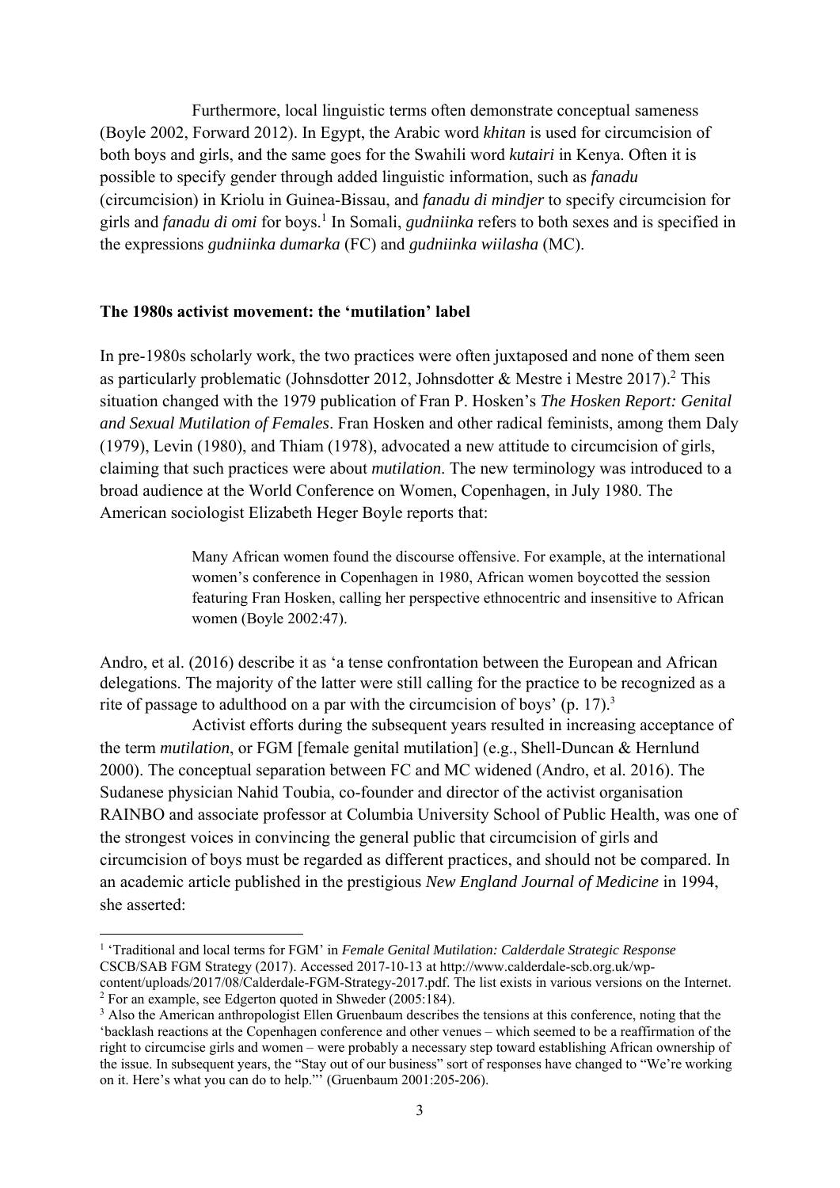Furthermore, local linguistic terms often demonstrate conceptual sameness (Boyle 2002, Forward 2012). In Egypt, the Arabic word *khitan* is used for circumcision of both boys and girls, and the same goes for the Swahili word *kutairi* in Kenya. Often it is possible to specify gender through added linguistic information, such as *fanadu* (circumcision) in Kriolu in Guinea-Bissau, and *fanadu di mindjer* to specify circumcision for girls and *fanadu di omi* for boys.[1] In Somali, *gudniinka* refers to both sexes and is specified in the expressions *gudniinka dumarka* (FC) and *gudniinka wiilasha* (MC).

## The 1980s activist movement: the 'mutilation' label

In pre-1980s scholarly work, the two practices were often juxtaposed and none of them seen as particularly problematic (Johnsdotter 2012, Johnsdotter & Mestre i Mestre 2017).[2] This situation changed with the 1979 publication of Fran P. Hosken's *The Hosken Report: Genital and Sexual Mutilation of Females*. Fran Hosken and other radical feminists, among them Daly (1979), Levin (1980), and Thiam (1978), advocated a new attitude to circumcision of girls, claiming that such practices were about *mutilation*. The new terminology was introduced to a broad audience at the World Conference on Women, Copenhagen, in July 1980. The American sociologist Elizabeth Heger Boyle reports that:

> Many African women found the discourse offensive. For example, at the international women's conference in Copenhagen in 1980, African women boycotted the session featuring Fran Hosken, calling her perspective ethnocentric and insensitive to African women (Boyle 2002:47).

Andro, et al. (2016) describe it as 'a tense confrontation between the European and African delegations. The majority of the latter were still calling for the practice to be recognized as a rite of passage to adulthood on a par with the circumcision of boys' (p. 17).[3]

Activist efforts during the subsequent years resulted in increasing acceptance of the term *mutilation*, or FGM [female genital mutilation] (e.g., Shell-Duncan & Hernlund 2000). The conceptual separation between FC and MC widened (Andro, et al. 2016). The Sudanese physician Nahid Toubia, co-founder and director of the activist organisation RAINBO and associate professor at Columbia University School of Public Health, was one of the strongest voices in convincing the general public that circumcision of girls and circumcision of boys must be regarded as different practices, and should not be compared. In an academic article published in the prestigious *New England Journal of Medicine* in 1994, she asserted:

---

[1] 'Traditional and local terms for FGM' in *Female Genital Mutilation: Calderdale Strategic Response* CSCB/SAB FGM Strategy (2017). Accessed 2017-10-13 at http://www.calderdale-scb.org.uk/wp-content/uploads/2017/08/Calderdale-FGM-Strategy-2017.pdf. The list exists in various versions on the Internet.

[2] For an example, see Edgerton quoted in Shweder (2005:184).

[3] Also the American anthropologist Ellen Gruenbaum describes the tensions at this conference, noting that the 'backlash reactions at the Copenhagen conference and other venues – which seemed to be a reaffirmation of the right to circumcise girls and women – were probably a necessary step toward establishing African ownership of the issue. In subsequent years, the "Stay out of our business" sort of responses have changed to "We're working on it. Here's what you can do to help."' (Gruenbaum 2001:205-206).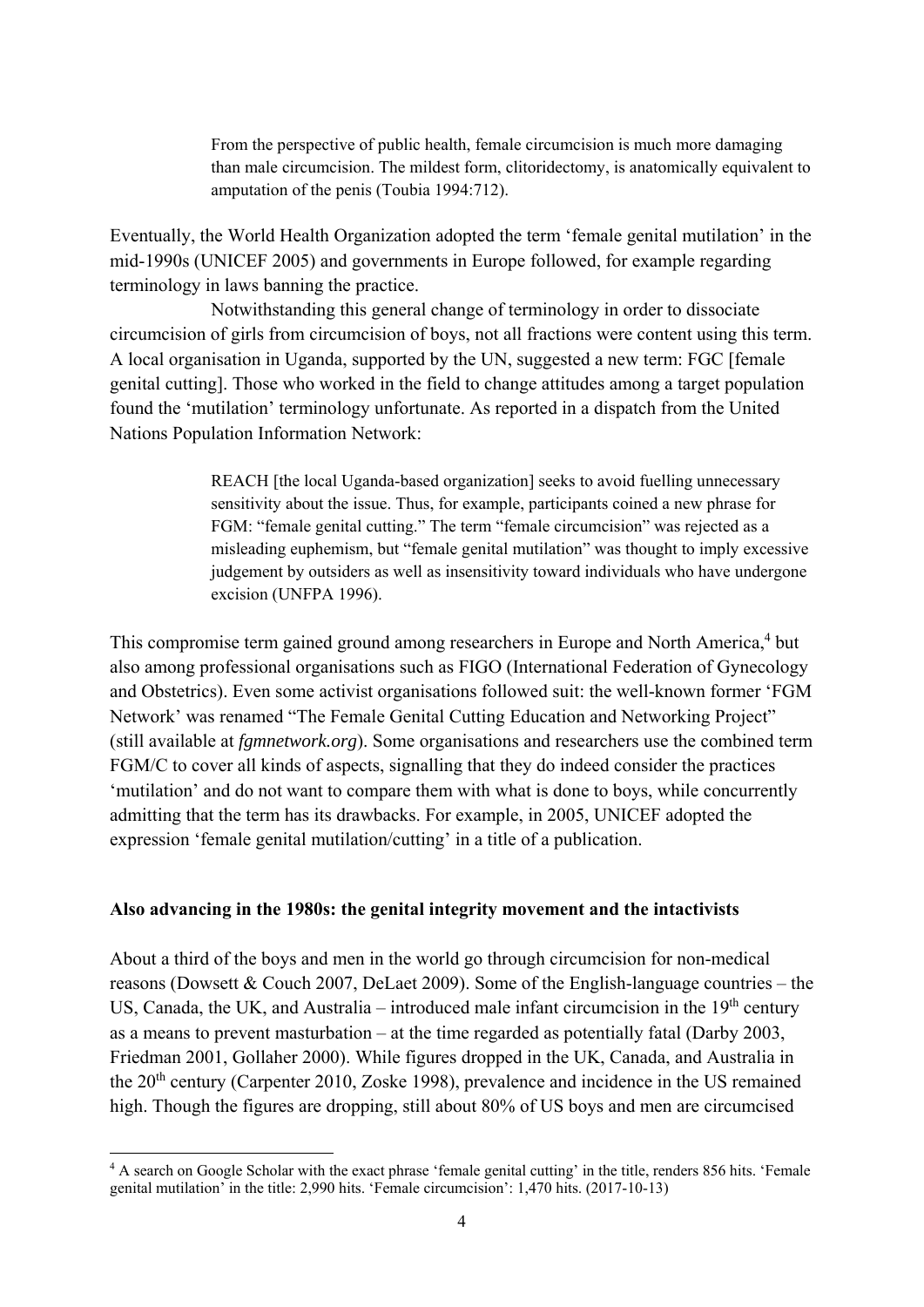> From the perspective of public health, female circumcision is much more damaging than male circumcision. The mildest form, clitoridectomy, is anatomically equivalent to amputation of the penis (Toubia 1994:712).

Eventually, the World Health Organization adopted the term 'female genital mutilation' in the mid-1990s (UNICEF 2005) and governments in Europe followed, for example regarding terminology in laws banning the practice.

Notwithstanding this general change of terminology in order to dissociate circumcision of girls from circumcision of boys, not all fractions were content using this term. A local organisation in Uganda, supported by the UN, suggested a new term: FGC [female genital cutting]. Those who worked in the field to change attitudes among a target population found the 'mutilation' terminology unfortunate. As reported in a dispatch from the United Nations Population Information Network:

> REACH [the local Uganda-based organization] seeks to avoid fuelling unnecessary sensitivity about the issue. Thus, for example, participants coined a new phrase for FGM: "female genital cutting." The term "female circumcision" was rejected as a misleading euphemism, but "female genital mutilation" was thought to imply excessive judgement by outsiders as well as insensitivity toward individuals who have undergone excision (UNFPA 1996).

This compromise term gained ground among researchers in Europe and North America,[4] but also among professional organisations such as FIGO (International Federation of Gynecology and Obstetrics). Even some activist organisations followed suit: the well-known former 'FGM Network' was renamed "The Female Genital Cutting Education and Networking Project" (still available at *fgmnetwork.org*). Some organisations and researchers use the combined term FGM/C to cover all kinds of aspects, signalling that they do indeed consider the practices 'mutilation' and do not want to compare them with what is done to boys, while concurrently admitting that the term has its drawbacks. For example, in 2005, UNICEF adopted the expression 'female genital mutilation/cutting' in a title of a publication.

**Also advancing in the 1980s: the genital integrity movement and the intactivists**

About a third of the boys and men in the world go through circumcision for non-medical reasons (Dowsett & Couch 2007, DeLaet 2009). Some of the English-language countries – the US, Canada, the UK, and Australia – introduced male infant circumcision in the 19th century as a means to prevent masturbation – at the time regarded as potentially fatal (Darby 2003, Friedman 2001, Gollaher 2000). While figures dropped in the UK, Canada, and Australia in the 20th century (Carpenter 2010, Zoske 1998), prevalence and incidence in the US remained high. Though the figures are dropping, still about 80% of US boys and men are circumcised

[4] A search on Google Scholar with the exact phrase 'female genital cutting' in the title, renders 856 hits. 'Female genital mutilation' in the title: 2,990 hits. 'Female circumcision': 1,470 hits. (2017-10-13)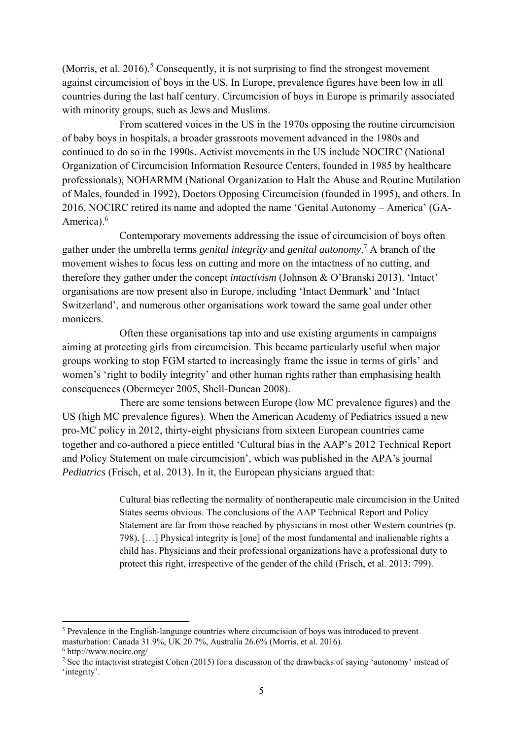(Morris, et al. 2016).[5] Consequently, it is not surprising to find the strongest movement against circumcision of boys in the US. In Europe, prevalence figures have been low in all countries during the last half century. Circumcision of boys in Europe is primarily associated with minority groups, such as Jews and Muslims.

From scattered voices in the US in the 1970s opposing the routine circumcision of baby boys in hospitals, a broader grassroots movement advanced in the 1980s and continued to do so in the 1990s. Activist movements in the US include NOCIRC (National Organization of Circumcision Information Resource Centers, founded in 1985 by healthcare professionals), NOHARMM (National Organization to Halt the Abuse and Routine Mutilation of Males, founded in 1992), Doctors Opposing Circumcision (founded in 1995), and others. In 2016, NOCIRC retired its name and adopted the name 'Genital Autonomy – America' (GA-America).[6]

Contemporary movements addressing the issue of circumcision of boys often gather under the umbrella terms *genital integrity* and *genital autonomy*.[7] A branch of the movement wishes to focus less on cutting and more on the intactness of no cutting, and therefore they gather under the concept *intactivism* (Johnson & O'Branski 2013). 'Intact' organisations are now present also in Europe, including 'Intact Denmark' and 'Intact Switzerland', and numerous other organisations work toward the same goal under other monicers.

Often these organisations tap into and use existing arguments in campaigns aiming at protecting girls from circumcision. This became particularly useful when major groups working to stop FGM started to increasingly frame the issue in terms of girls' and women's 'right to bodily integrity' and other human rights rather than emphasising health consequences (Obermeyer 2005, Shell-Duncan 2008).

There are some tensions between Europe (low MC prevalence figures) and the US (high MC prevalence figures). When the American Academy of Pediatrics issued a new pro-MC policy in 2012, thirty-eight physicians from sixteen European countries came together and co-authored a piece entitled 'Cultural bias in the AAP's 2012 Technical Report and Policy Statement on male circumcision', which was published in the APA's journal *Pediatrics* (Frisch, et al. 2013). In it, the European physicians argued that:

> Cultural bias reflecting the normality of nontherapeutic male circumcision in the United States seems obvious. The conclusions of the AAP Technical Report and Policy Statement are far from those reached by physicians in most other Western countries (p. 798). […] Physical integrity is [one] of the most fundamental and inalienable rights a child has. Physicians and their professional organizations have a professional duty to protect this right, irrespective of the gender of the child (Frisch, et al. 2013: 799).

---

[5] Prevalence in the English-language countries where circumcision of boys was introduced to prevent masturbation: Canada 31.9%, UK 20.7%, Australia 26.6% (Morris, et al. 2016).

[6] http://www.nocirc.org/

[7] See the intactivist strategist Cohen (2015) for a discussion of the drawbacks of saying 'autonomy' instead of 'integrity'.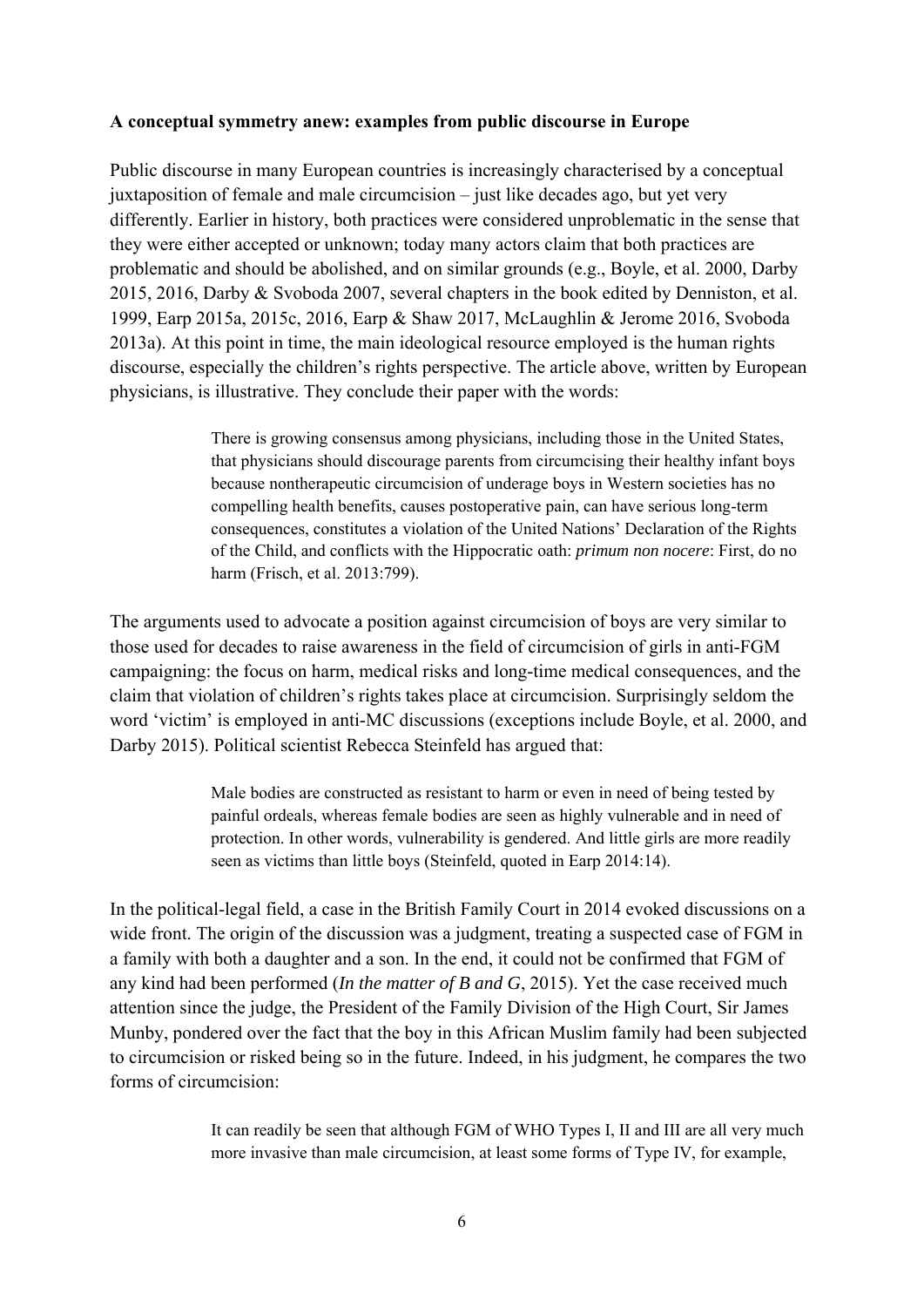**A conceptual symmetry anew: examples from public discourse in Europe**

Public discourse in many European countries is increasingly characterised by a conceptual juxtaposition of female and male circumcision – just like decades ago, but yet very differently. Earlier in history, both practices were considered unproblematic in the sense that they were either accepted or unknown; today many actors claim that both practices are problematic and should be abolished, and on similar grounds (e.g., Boyle, et al. 2000, Darby 2015, 2016, Darby & Svoboda 2007, several chapters in the book edited by Denniston, et al. 1999, Earp 2015a, 2015c, 2016, Earp & Shaw 2017, McLaughlin & Jerome 2016, Svoboda 2013a). At this point in time, the main ideological resource employed is the human rights discourse, especially the children's rights perspective. The article above, written by European physicians, is illustrative. They conclude their paper with the words:

> There is growing consensus among physicians, including those in the United States, that physicians should discourage parents from circumcising their healthy infant boys because nontherapeutic circumcision of underage boys in Western societies has no compelling health benefits, causes postoperative pain, can have serious long-term consequences, constitutes a violation of the United Nations' Declaration of the Rights of the Child, and conflicts with the Hippocratic oath: *primum non nocere*: First, do no harm (Frisch, et al. 2013:799).

The arguments used to advocate a position against circumcision of boys are very similar to those used for decades to raise awareness in the field of circumcision of girls in anti-FGM campaigning: the focus on harm, medical risks and long-time medical consequences, and the claim that violation of children's rights takes place at circumcision. Surprisingly seldom the word 'victim' is employed in anti-MC discussions (exceptions include Boyle, et al. 2000, and Darby 2015). Political scientist Rebecca Steinfeld has argued that:

> Male bodies are constructed as resistant to harm or even in need of being tested by painful ordeals, whereas female bodies are seen as highly vulnerable and in need of protection. In other words, vulnerability is gendered. And little girls are more readily seen as victims than little boys (Steinfeld, quoted in Earp 2014:14).

In the political-legal field, a case in the British Family Court in 2014 evoked discussions on a wide front. The origin of the discussion was a judgment, treating a suspected case of FGM in a family with both a daughter and a son. In the end, it could not be confirmed that FGM of any kind had been performed (*In the matter of B and G*, 2015). Yet the case received much attention since the judge, the President of the Family Division of the High Court, Sir James Munby, pondered over the fact that the boy in this African Muslim family had been subjected to circumcision or risked being so in the future. Indeed, in his judgment, he compares the two forms of circumcision:

> It can readily be seen that although FGM of WHO Types I, II and III are all very much more invasive than male circumcision, at least some forms of Type IV, for example,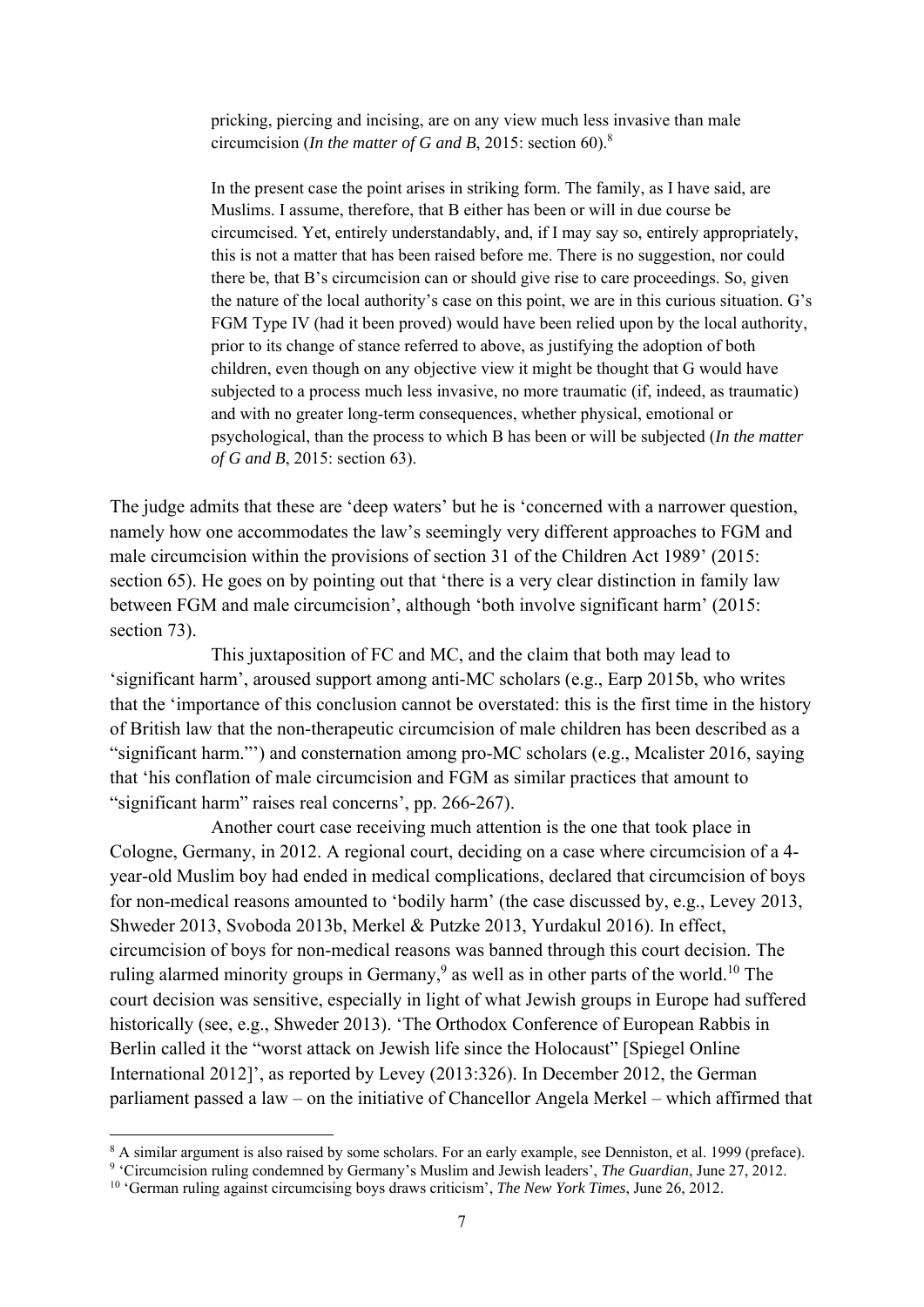> pricking, piercing and incising, are on any view much less invasive than male circumcision (*In the matter of G and B*, 2015: section 60).[8]
>
> In the present case the point arises in striking form. The family, as I have said, are Muslims. I assume, therefore, that B either has been or will in due course be circumcised. Yet, entirely understandably, and, if I may say so, entirely appropriately, this is not a matter that has been raised before me. There is no suggestion, nor could there be, that B's circumcision can or should give rise to care proceedings. So, given the nature of the local authority's case on this point, we are in this curious situation. G's FGM Type IV (had it been proved) would have been relied upon by the local authority, prior to its change of stance referred to above, as justifying the adoption of both children, even though on any objective view it might be thought that G would have subjected to a process much less invasive, no more traumatic (if, indeed, as traumatic) and with no greater long-term consequences, whether physical, emotional or psychological, than the process to which B has been or will be subjected (*In the matter of G and B*, 2015: section 63).

The judge admits that these are 'deep waters' but he is 'concerned with a narrower question, namely how one accommodates the law's seemingly very different approaches to FGM and male circumcision within the provisions of section 31 of the Children Act 1989' (2015: section 65). He goes on by pointing out that 'there is a very clear distinction in family law between FGM and male circumcision', although 'both involve significant harm' (2015: section 73).

This juxtaposition of FC and MC, and the claim that both may lead to 'significant harm', aroused support among anti-MC scholars (e.g., Earp 2015b, who writes that the 'importance of this conclusion cannot be overstated: this is the first time in the history of British law that the non-therapeutic circumcision of male children has been described as a "significant harm."') and consternation among pro-MC scholars (e.g., Mcalister 2016, saying that 'his conflation of male circumcision and FGM as similar practices that amount to "significant harm" raises real concerns', pp. 266-267).

Another court case receiving much attention is the one that took place in Cologne, Germany, in 2012. A regional court, deciding on a case where circumcision of a 4-year-old Muslim boy had ended in medical complications, declared that circumcision of boys for non-medical reasons amounted to 'bodily harm' (the case discussed by, e.g., Levey 2013, Shweder 2013, Svoboda 2013b, Merkel & Putzke 2013, Yurdakul 2016). In effect, circumcision of boys for non-medical reasons was banned through this court decision. The ruling alarmed minority groups in Germany,[9] as well as in other parts of the world.[10] The court decision was sensitive, especially in light of what Jewish groups in Europe had suffered historically (see, e.g., Shweder 2013). 'The Orthodox Conference of European Rabbis in Berlin called it the "worst attack on Jewish life since the Holocaust" [Spiegel Online International 2012]', as reported by Levey (2013:326). In December 2012, the German parliament passed a law – on the initiative of Chancellor Angela Merkel – which affirmed that

---

[8] A similar argument is also raised by some scholars. For an early example, see Denniston, et al. 1999 (preface).

[9] 'Circumcision ruling condemned by Germany's Muslim and Jewish leaders', *The Guardian*, June 27, 2012.

[10] 'German ruling against circumcising boys draws criticism', *The New York Times*, June 26, 2012.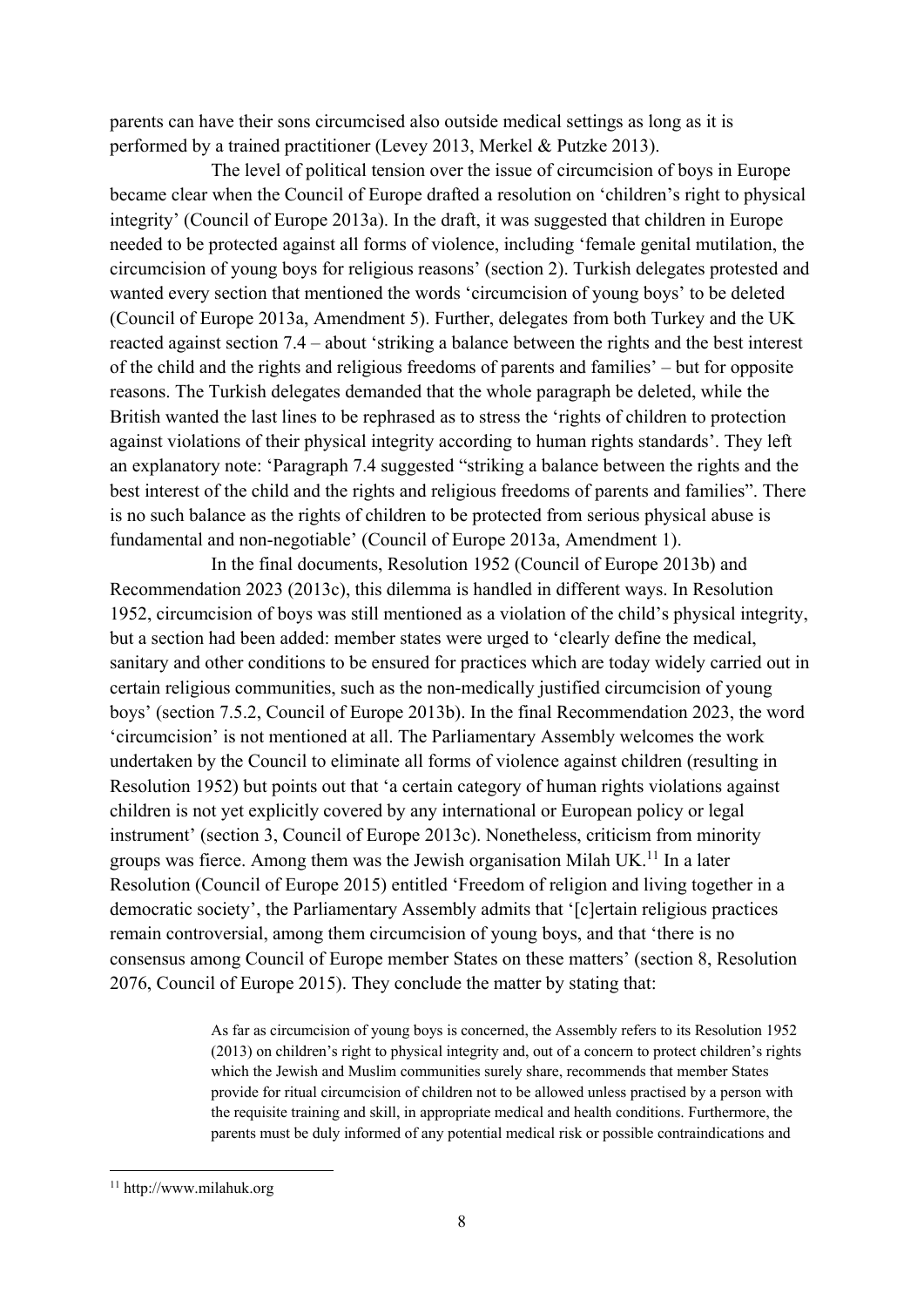parents can have their sons circumcised also outside medical settings as long as it is performed by a trained practitioner (Levey 2013, Merkel & Putzke 2013).

The level of political tension over the issue of circumcision of boys in Europe became clear when the Council of Europe drafted a resolution on 'children's right to physical integrity' (Council of Europe 2013a). In the draft, it was suggested that children in Europe needed to be protected against all forms of violence, including 'female genital mutilation, the circumcision of young boys for religious reasons' (section 2). Turkish delegates protested and wanted every section that mentioned the words 'circumcision of young boys' to be deleted (Council of Europe 2013a, Amendment 5). Further, delegates from both Turkey and the UK reacted against section 7.4 – about 'striking a balance between the rights and the best interest of the child and the rights and religious freedoms of parents and families' – but for opposite reasons. The Turkish delegates demanded that the whole paragraph be deleted, while the British wanted the last lines to be rephrased as to stress the 'rights of children to protection against violations of their physical integrity according to human rights standards'. They left an explanatory note: 'Paragraph 7.4 suggested "striking a balance between the rights and the best interest of the child and the rights and religious freedoms of parents and families". There is no such balance as the rights of children to be protected from serious physical abuse is fundamental and non-negotiable' (Council of Europe 2013a, Amendment 1).

In the final documents, Resolution 1952 (Council of Europe 2013b) and Recommendation 2023 (2013c), this dilemma is handled in different ways. In Resolution 1952, circumcision of boys was still mentioned as a violation of the child's physical integrity, but a section had been added: member states were urged to 'clearly define the medical, sanitary and other conditions to be ensured for practices which are today widely carried out in certain religious communities, such as the non-medically justified circumcision of young boys' (section 7.5.2, Council of Europe 2013b). In the final Recommendation 2023, the word 'circumcision' is not mentioned at all. The Parliamentary Assembly welcomes the work undertaken by the Council to eliminate all forms of violence against children (resulting in Resolution 1952) but points out that 'a certain category of human rights violations against children is not yet explicitly covered by any international or European policy or legal instrument' (section 3, Council of Europe 2013c). Nonetheless, criticism from minority groups was fierce. Among them was the Jewish organisation Milah UK.[11] In a later Resolution (Council of Europe 2015) entitled 'Freedom of religion and living together in a democratic society', the Parliamentary Assembly admits that '[c]ertain religious practices remain controversial, among them circumcision of young boys, and that 'there is no consensus among Council of Europe member States on these matters' (section 8, Resolution 2076, Council of Europe 2015). They conclude the matter by stating that:

> As far as circumcision of young boys is concerned, the Assembly refers to its Resolution 1952 (2013) on children's right to physical integrity and, out of a concern to protect children's rights which the Jewish and Muslim communities surely share, recommends that member States provide for ritual circumcision of children not to be allowed unless practised by a person with the requisite training and skill, in appropriate medical and health conditions. Furthermore, the parents must be duly informed of any potential medical risk or possible contraindications and

[11] http://www.milahuk.org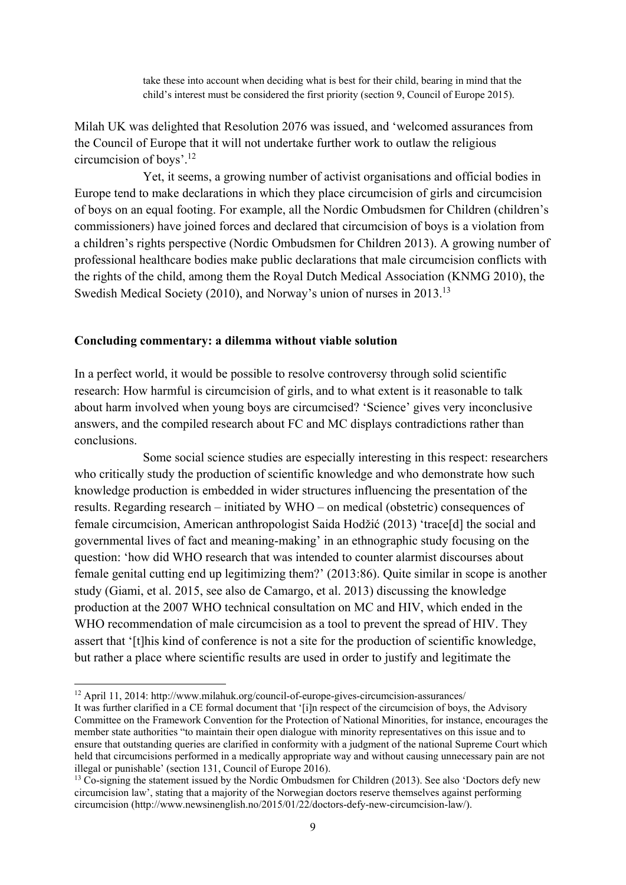take these into account when deciding what is best for their child, bearing in mind that the child's interest must be considered the first priority (section 9, Council of Europe 2015).

Milah UK was delighted that Resolution 2076 was issued, and 'welcomed assurances from the Council of Europe that it will not undertake further work to outlaw the religious circumcision of boys'.[12]

Yet, it seems, a growing number of activist organisations and official bodies in Europe tend to make declarations in which they place circumcision of girls and circumcision of boys on an equal footing. For example, all the Nordic Ombudsmen for Children (children's commissioners) have joined forces and declared that circumcision of boys is a violation from a children's rights perspective (Nordic Ombudsmen for Children 2013). A growing number of professional healthcare bodies make public declarations that male circumcision conflicts with the rights of the child, among them the Royal Dutch Medical Association (KNMG 2010), the Swedish Medical Society (2010), and Norway's union of nurses in 2013.[13]

**Concluding commentary: a dilemma without viable solution**

In a perfect world, it would be possible to resolve controversy through solid scientific research: How harmful is circumcision of girls, and to what extent is it reasonable to talk about harm involved when young boys are circumcised? 'Science' gives very inconclusive answers, and the compiled research about FC and MC displays contradictions rather than conclusions.

Some social science studies are especially interesting in this respect: researchers who critically study the production of scientific knowledge and who demonstrate how such knowledge production is embedded in wider structures influencing the presentation of the results. Regarding research – initiated by WHO – on medical (obstetric) consequences of female circumcision, American anthropologist Saida Hodžić (2013) 'trace[d] the social and governmental lives of fact and meaning-making' in an ethnographic study focusing on the question: 'how did WHO research that was intended to counter alarmist discourses about female genital cutting end up legitimizing them?' (2013:86). Quite similar in scope is another study (Giami, et al. 2015, see also de Camargo, et al. 2013) discussing the knowledge production at the 2007 WHO technical consultation on MC and HIV, which ended in the WHO recommendation of male circumcision as a tool to prevent the spread of HIV. They assert that '[t]his kind of conference is not a site for the production of scientific knowledge, but rather a place where scientific results are used in order to justify and legitimate the

---

[12] April 11, 2014: http://www.milahuk.org/council-of-europe-gives-circumcision-assurances/
It was further clarified in a CE formal document that '[i]n respect of the circumcision of boys, the Advisory Committee on the Framework Convention for the Protection of National Minorities, for instance, encourages the member state authorities "to maintain their open dialogue with minority representatives on this issue and to ensure that outstanding queries are clarified in conformity with a judgment of the national Supreme Court which held that circumcisions performed in a medically appropriate way and without causing unnecessary pain are not illegal or punishable' (section 131, Council of Europe 2016).

[13] Co-signing the statement issued by the Nordic Ombudsmen for Children (2013). See also 'Doctors defy new circumcision law', stating that a majority of the Norwegian doctors reserve themselves against performing circumcision (http://www.newsinenglish.no/2015/01/22/doctors-defy-new-circumcision-law/).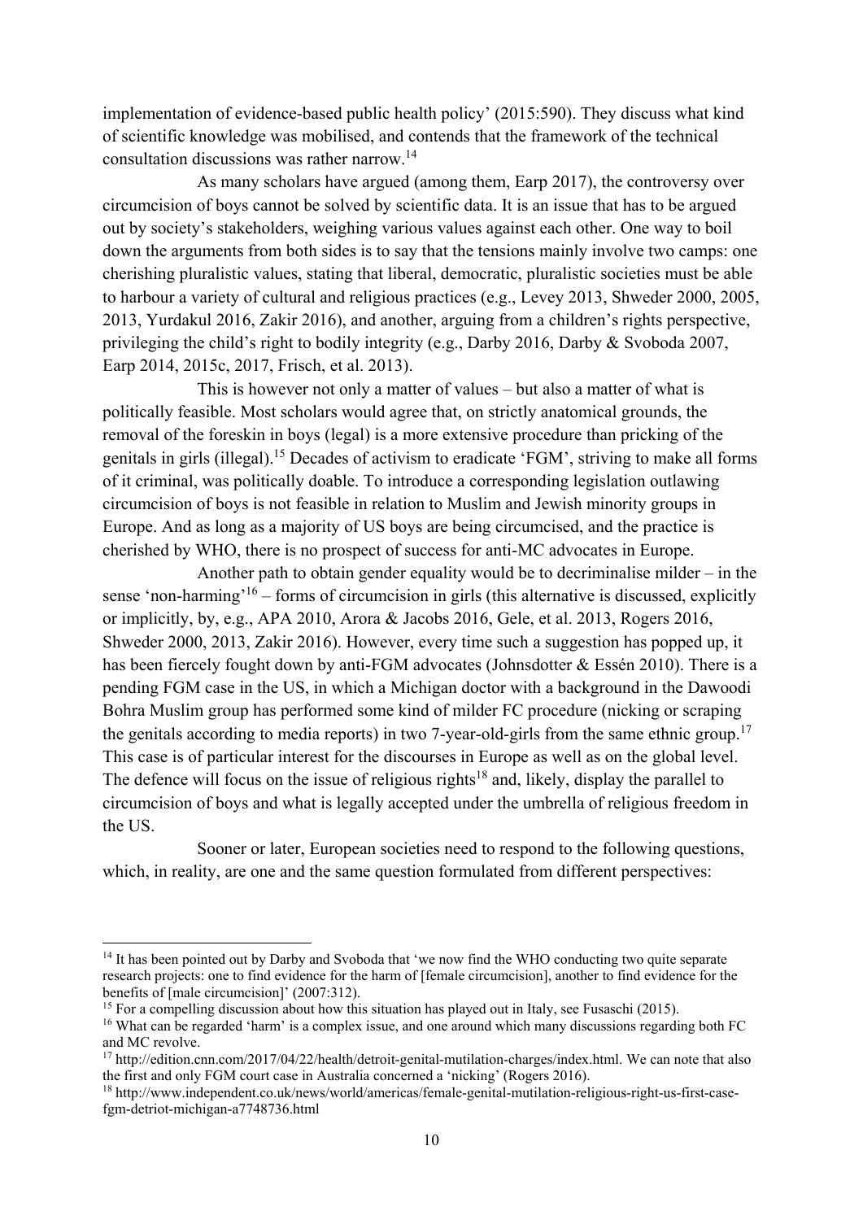implementation of evidence-based public health policy' (2015:590). They discuss what kind of scientific knowledge was mobilised, and contends that the framework of the technical consultation discussions was rather narrow.[14]

As many scholars have argued (among them, Earp 2017), the controversy over circumcision of boys cannot be solved by scientific data. It is an issue that has to be argued out by society's stakeholders, weighing various values against each other. One way to boil down the arguments from both sides is to say that the tensions mainly involve two camps: one cherishing pluralistic values, stating that liberal, democratic, pluralistic societies must be able to harbour a variety of cultural and religious practices (e.g., Levey 2013, Shweder 2000, 2005, 2013, Yurdakul 2016, Zakir 2016), and another, arguing from a children's rights perspective, privileging the child's right to bodily integrity (e.g., Darby 2016, Darby & Svoboda 2007, Earp 2014, 2015c, 2017, Frisch, et al. 2013).

This is however not only a matter of values – but also a matter of what is politically feasible. Most scholars would agree that, on strictly anatomical grounds, the removal of the foreskin in boys (legal) is a more extensive procedure than pricking of the genitals in girls (illegal).[15] Decades of activism to eradicate 'FGM', striving to make all forms of it criminal, was politically doable. To introduce a corresponding legislation outlawing circumcision of boys is not feasible in relation to Muslim and Jewish minority groups in Europe. And as long as a majority of US boys are being circumcised, and the practice is cherished by WHO, there is no prospect of success for anti-MC advocates in Europe.

Another path to obtain gender equality would be to decriminalise milder – in the sense 'non-harming'[16] – forms of circumcision in girls (this alternative is discussed, explicitly or implicitly, by, e.g., APA 2010, Arora & Jacobs 2016, Gele, et al. 2013, Rogers 2016, Shweder 2000, 2013, Zakir 2016). However, every time such a suggestion has popped up, it has been fiercely fought down by anti-FGM advocates (Johnsdotter & Essén 2010). There is a pending FGM case in the US, in which a Michigan doctor with a background in the Dawoodi Bohra Muslim group has performed some kind of milder FC procedure (nicking or scraping the genitals according to media reports) in two 7-year-old-girls from the same ethnic group.[17] This case is of particular interest for the discourses in Europe as well as on the global level. The defence will focus on the issue of religious rights[18] and, likely, display the parallel to circumcision of boys and what is legally accepted under the umbrella of religious freedom in the US.

Sooner or later, European societies need to respond to the following questions, which, in reality, are one and the same question formulated from different perspectives:

---

[14] It has been pointed out by Darby and Svoboda that 'we now find the WHO conducting two quite separate research projects: one to find evidence for the harm of [female circumcision], another to find evidence for the benefits of [male circumcision]' (2007:312).

[15] For a compelling discussion about how this situation has played out in Italy, see Fusaschi (2015).

[16] What can be regarded 'harm' is a complex issue, and one around which many discussions regarding both FC and MC revolve.

[17] http://edition.cnn.com/2017/04/22/health/detroit-genital-mutilation-charges/index.html. We can note that also the first and only FGM court case in Australia concerned a 'nicking' (Rogers 2016).

[18] http://www.independent.co.uk/news/world/americas/female-genital-mutilation-religious-right-us-first-case-fgm-detriot-michigan-a7748736.html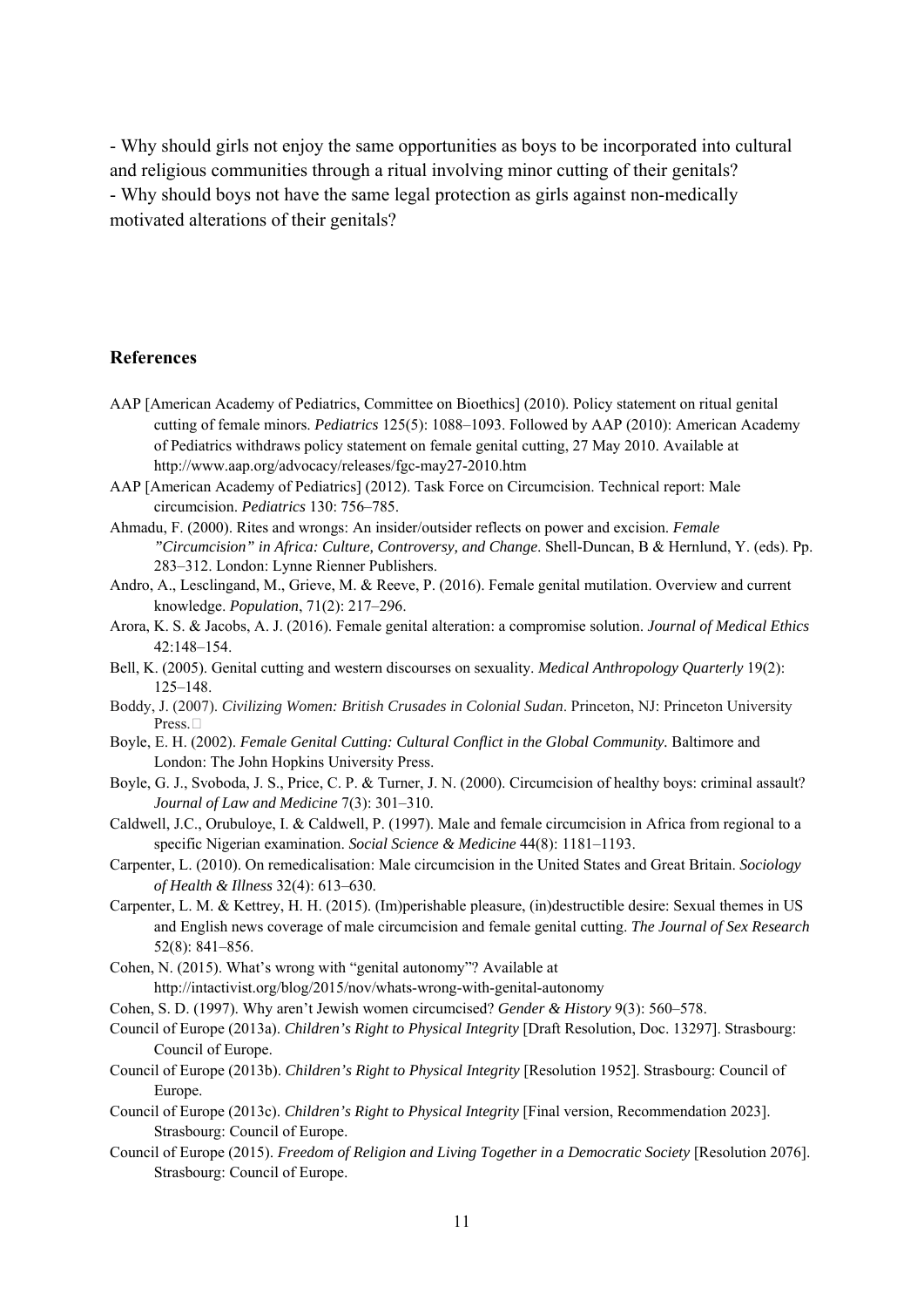- Why should girls not enjoy the same opportunities as boys to be incorporated into cultural and religious communities through a ritual involving minor cutting of their genitals?
- Why should boys not have the same legal protection as girls against non-medically motivated alterations of their genitals?

## References

AAP [American Academy of Pediatrics, Committee on Bioethics] (2010). Policy statement on ritual genital cutting of female minors. *Pediatrics* 125(5): 1088–1093. Followed by AAP (2010): American Academy of Pediatrics withdraws policy statement on female genital cutting, 27 May 2010. Available at http://www.aap.org/advocacy/releases/fgc-may27-2010.htm

AAP [American Academy of Pediatrics] (2012). Task Force on Circumcision. Technical report: Male circumcision. *Pediatrics* 130: 756–785.

Ahmadu, F. (2000). Rites and wrongs: An insider/outsider reflects on power and excision. *Female "Circumcision" in Africa: Culture, Controversy, and Change*. Shell-Duncan, B & Hernlund, Y. (eds). Pp. 283–312. London: Lynne Rienner Publishers.

Andro, A., Lesclingand, M., Grieve, M. & Reeve, P. (2016). Female genital mutilation. Overview and current knowledge. *Population*, 71(2): 217–296.

Arora, K. S. & Jacobs, A. J. (2016). Female genital alteration: a compromise solution. *Journal of Medical Ethics* 42:148–154.

Bell, K. (2005). Genital cutting and western discourses on sexuality. *Medical Anthropology Quarterly* 19(2): 125–148.

Boddy, J. (2007). *Civilizing Women: British Crusades in Colonial Sudan*. Princeton, NJ: Princeton University Press.

Boyle, E. H. (2002). *Female Genital Cutting: Cultural Conflict in the Global Community*. Baltimore and London: The John Hopkins University Press.

Boyle, G. J., Svoboda, J. S., Price, C. P. & Turner, J. N. (2000). Circumcision of healthy boys: criminal assault? *Journal of Law and Medicine* 7(3): 301–310.

Caldwell, J.C., Orubuloye, I. & Caldwell, P. (1997). Male and female circumcision in Africa from regional to a specific Nigerian examination. *Social Science & Medicine* 44(8): 1181–1193.

Carpenter, L. (2010). On remedicalisation: Male circumcision in the United States and Great Britain. *Sociology of Health & Illness* 32(4): 613–630.

Carpenter, L. M. & Kettrey, H. H. (2015). (Im)perishable pleasure, (in)destructible desire: Sexual themes in US and English news coverage of male circumcision and female genital cutting. *The Journal of Sex Research* 52(8): 841–856.

Cohen, N. (2015). What's wrong with "genital autonomy"? Available at http://intactivist.org/blog/2015/nov/whats-wrong-with-genital-autonomy

Cohen, S. D. (1997). Why aren't Jewish women circumcised? *Gender & History* 9(3): 560–578.

Council of Europe (2013a). *Children's Right to Physical Integrity* [Draft Resolution, Doc. 13297]. Strasbourg: Council of Europe.

Council of Europe (2013b). *Children's Right to Physical Integrity* [Resolution 1952]. Strasbourg: Council of Europe.

Council of Europe (2013c). *Children's Right to Physical Integrity* [Final version, Recommendation 2023]. Strasbourg: Council of Europe.

Council of Europe (2015). *Freedom of Religion and Living Together in a Democratic Society* [Resolution 2076]. Strasbourg: Council of Europe.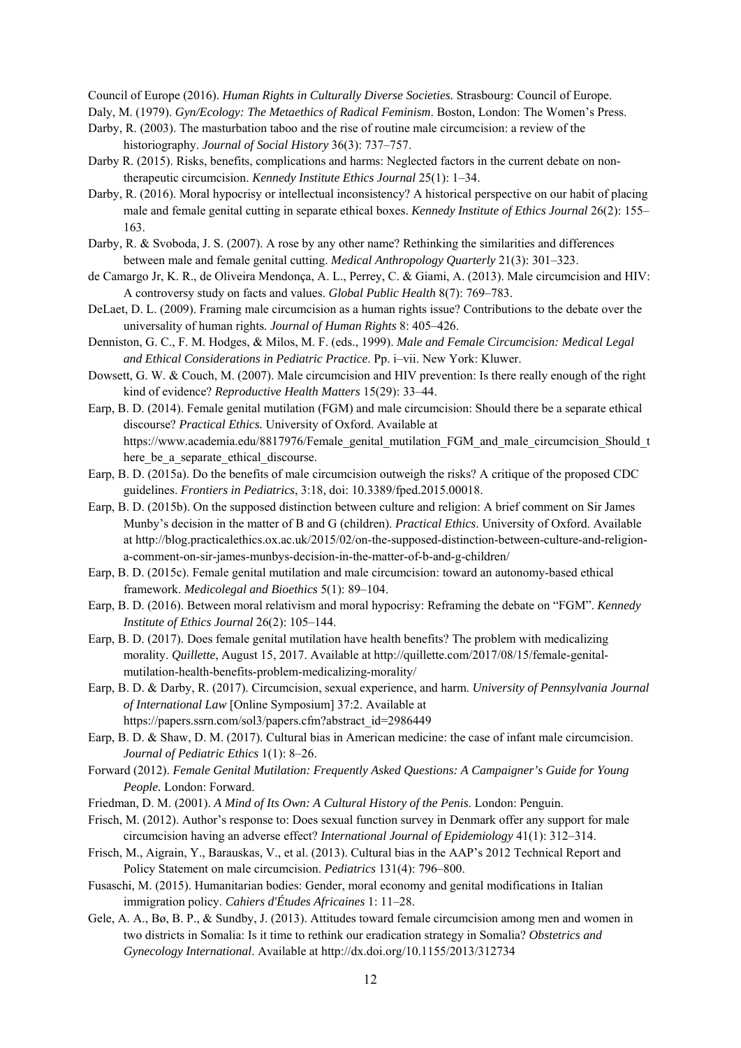Council of Europe (2016). *Human Rights in Culturally Diverse Societies.* Strasbourg: Council of Europe.

Daly, M. (1979). *Gyn/Ecology: The Metaethics of Radical Feminism*. Boston, London: The Women's Press.

Darby, R. (2003). The masturbation taboo and the rise of routine male circumcision: a review of the historiography. *Journal of Social History* 36(3): 737–757.

Darby R. (2015). Risks, benefits, complications and harms: Neglected factors in the current debate on non-therapeutic circumcision. *Kennedy Institute Ethics Journal* 25(1): 1–34.

Darby, R. (2016). Moral hypocrisy or intellectual inconsistency? A historical perspective on our habit of placing male and female genital cutting in separate ethical boxes. *Kennedy Institute of Ethics Journal* 26(2): 155–163.

Darby, R. & Svoboda, J. S. (2007). A rose by any other name? Rethinking the similarities and differences between male and female genital cutting. *Medical Anthropology Quarterly* 21(3): 301–323.

de Camargo Jr, K. R., de Oliveira Mendonça, A. L., Perrey, C. & Giami, A. (2013). Male circumcision and HIV: A controversy study on facts and values. *Global Public Health* 8(7): 769–783.

DeLaet, D. L. (2009). Framing male circumcision as a human rights issue? Contributions to the debate over the universality of human rights. *Journal of Human Rights* 8: 405–426.

Denniston, G. C., F. M. Hodges, & Milos, M. F. (eds., 1999). *Male and Female Circumcision: Medical Legal and Ethical Considerations in Pediatric Practice*. Pp. i–vii. New York: Kluwer.

Dowsett, G. W. & Couch, M. (2007). Male circumcision and HIV prevention: Is there really enough of the right kind of evidence? *Reproductive Health Matters* 15(29): 33–44.

Earp, B. D. (2014). Female genital mutilation (FGM) and male circumcision: Should there be a separate ethical discourse? *Practical Ethics*. University of Oxford. Available at https://www.academia.edu/8817976/Female_genital_mutilation_FGM_and_male_circumcision_Should_there_be_a_separate_ethical_discourse.

Earp, B. D. (2015a). Do the benefits of male circumcision outweigh the risks? A critique of the proposed CDC guidelines. *Frontiers in Pediatrics*, 3:18, doi: 10.3389/fped.2015.00018.

Earp, B. D. (2015b). On the supposed distinction between culture and religion: A brief comment on Sir James Munby's decision in the matter of B and G (children). *Practical Ethics*. University of Oxford. Available at http://blog.practicalethics.ox.ac.uk/2015/02/on-the-supposed-distinction-between-culture-and-religion-a-comment-on-sir-james-munbys-decision-in-the-matter-of-b-and-g-children/

Earp, B. D. (2015c). Female genital mutilation and male circumcision: toward an autonomy-based ethical framework. *Medicolegal and Bioethics* 5(1): 89–104.

Earp, B. D. (2016). Between moral relativism and moral hypocrisy: Reframing the debate on "FGM". *Kennedy Institute of Ethics Journal* 26(2): 105–144.

Earp, B. D. (2017). Does female genital mutilation have health benefits? The problem with medicalizing morality. *Quillette*, August 15, 2017. Available at http://quillette.com/2017/08/15/female-genital-mutilation-health-benefits-problem-medicalizing-morality/

Earp, B. D. & Darby, R. (2017). Circumcision, sexual experience, and harm. *University of Pennsylvania Journal of International Law* [Online Symposium] 37:2. Available at https://papers.ssrn.com/sol3/papers.cfm?abstract_id=2986449

Earp, B. D. & Shaw, D. M. (2017). Cultural bias in American medicine: the case of infant male circumcision. *Journal of Pediatric Ethics* 1(1): 8–26.

Forward (2012). *Female Genital Mutilation: Frequently Asked Questions: A Campaigner's Guide for Young People.* London: Forward.

Friedman, D. M. (2001). *A Mind of Its Own: A Cultural History of the Penis*. London: Penguin.

Frisch, M. (2012). Author's response to: Does sexual function survey in Denmark offer any support for male circumcision having an adverse effect? *International Journal of Epidemiology* 41(1): 312–314.

Frisch, M., Aigrain, Y., Barauskas, V., et al. (2013). Cultural bias in the AAP's 2012 Technical Report and Policy Statement on male circumcision. *Pediatrics* 131(4): 796–800.

Fusaschi, M. (2015). Humanitarian bodies: Gender, moral economy and genital modifications in Italian immigration policy. *Cahiers d'Études Africaines* 1: 11–28.

Gele, A. A., Bø, B. P., & Sundby, J. (2013). Attitudes toward female circumcision among men and women in two districts in Somalia: Is it time to rethink our eradication strategy in Somalia? *Obstetrics and Gynecology International*. Available at http://dx.doi.org/10.1155/2013/312734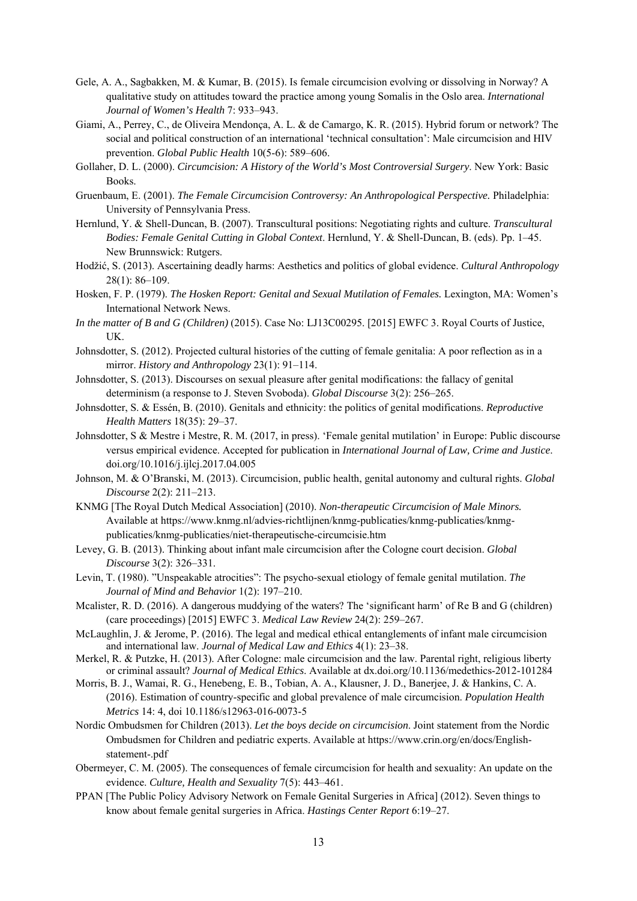Gele, A. A., Sagbakken, M. & Kumar, B. (2015). Is female circumcision evolving or dissolving in Norway? A qualitative study on attitudes toward the practice among young Somalis in the Oslo area. *International Journal of Women's Health* 7: 933–943.

Giami, A., Perrey, C., de Oliveira Mendonça, A. L. & de Camargo, K. R. (2015). Hybrid forum or network? The social and political construction of an international 'technical consultation': Male circumcision and HIV prevention. *Global Public Health* 10(5-6): 589–606.

Gollaher, D. L. (2000). *Circumcision: A History of the World's Most Controversial Surgery*. New York: Basic Books.

Gruenbaum, E. (2001). *The Female Circumcision Controversy: An Anthropological Perspective.* Philadelphia: University of Pennsylvania Press.

Hernlund, Y. & Shell-Duncan, B. (2007). Transcultural positions: Negotiating rights and culture. *Transcultural Bodies: Female Genital Cutting in Global Context*. Hernlund, Y. & Shell-Duncan, B. (eds). Pp. 1–45. New Brunnswick: Rutgers.

Hodžić, S. (2013). Ascertaining deadly harms: Aesthetics and politics of global evidence. *Cultural Anthropology* 28(1): 86–109.

Hosken, F. P. (1979). *The Hosken Report: Genital and Sexual Mutilation of Females.* Lexington, MA: Women's International Network News.

*In the matter of B and G (Children)* (2015). Case No: LJ13C00295. [2015] EWFC 3. Royal Courts of Justice, UK.

Johnsdotter, S. (2012). Projected cultural histories of the cutting of female genitalia: A poor reflection as in a mirror. *History and Anthropology* 23(1): 91–114.

Johnsdotter, S. (2013). Discourses on sexual pleasure after genital modifications: the fallacy of genital determinism (a response to J. Steven Svoboda). *Global Discourse* 3(2): 256–265.

Johnsdotter, S. & Essén, B. (2010). Genitals and ethnicity: the politics of genital modifications. *Reproductive Health Matters* 18(35): 29–37.

Johnsdotter, S & Mestre i Mestre, R. M. (2017, in press). 'Female genital mutilation' in Europe: Public discourse versus empirical evidence. Accepted for publication in *International Journal of Law, Crime and Justice*. doi.org/10.1016/j.ijlcj.2017.04.005

Johnson, M. & O'Branski, M. (2013). Circumcision, public health, genital autonomy and cultural rights. *Global Discourse* 2(2): 211–213.

KNMG [The Royal Dutch Medical Association] (2010). *Non-therapeutic Circumcision of Male Minors.* Available at https://www.knmg.nl/advies-richtlijnen/knmg-publicaties/knmg-publicaties/knmg-publicaties/knmg-publicaties/niet-therapeutische-circumcisie.htm

Levey, G. B. (2013). Thinking about infant male circumcision after the Cologne court decision. *Global Discourse* 3(2): 326–331.

Levin, T. (1980). "Unspeakable atrocities": The psycho-sexual etiology of female genital mutilation. *The Journal of Mind and Behavior* 1(2): 197–210.

Mcalister, R. D. (2016). A dangerous muddying of the waters? The 'significant harm' of Re B and G (children) (care proceedings) [2015] EWFC 3. *Medical Law Review* 24(2): 259–267.

McLaughlin, J. & Jerome, P. (2016). The legal and medical ethical entanglements of infant male circumcision and international law. *Journal of Medical Law and Ethics* 4(1): 23–38.

Merkel, R. & Putzke, H. (2013). After Cologne: male circumcision and the law. Parental right, religious liberty or criminal assault? *Journal of Medical Ethics*. Available at dx.doi.org/10.1136/medethics-2012-101284

Morris, B. J., Wamai, R. G., Henebeng, E. B., Tobian, A. A., Klausner, J. D., Banerjee, J. & Hankins, C. A. (2016). Estimation of country-specific and global prevalence of male circumcision. *Population Health Metrics* 14: 4, doi 10.1186/s12963-016-0073-5

Nordic Ombudsmen for Children (2013). *Let the boys decide on circumcision*. Joint statement from the Nordic Ombudsmen for Children and pediatric experts. Available at https://www.crin.org/en/docs/English-statement-.pdf

Obermeyer, C. M. (2005). The consequences of female circumcision for health and sexuality: An update on the evidence. *Culture, Health and Sexuality* 7(5): 443–461.

PPAN [The Public Policy Advisory Network on Female Genital Surgeries in Africa] (2012). Seven things to know about female genital surgeries in Africa. *Hastings Center Report* 6:19–27.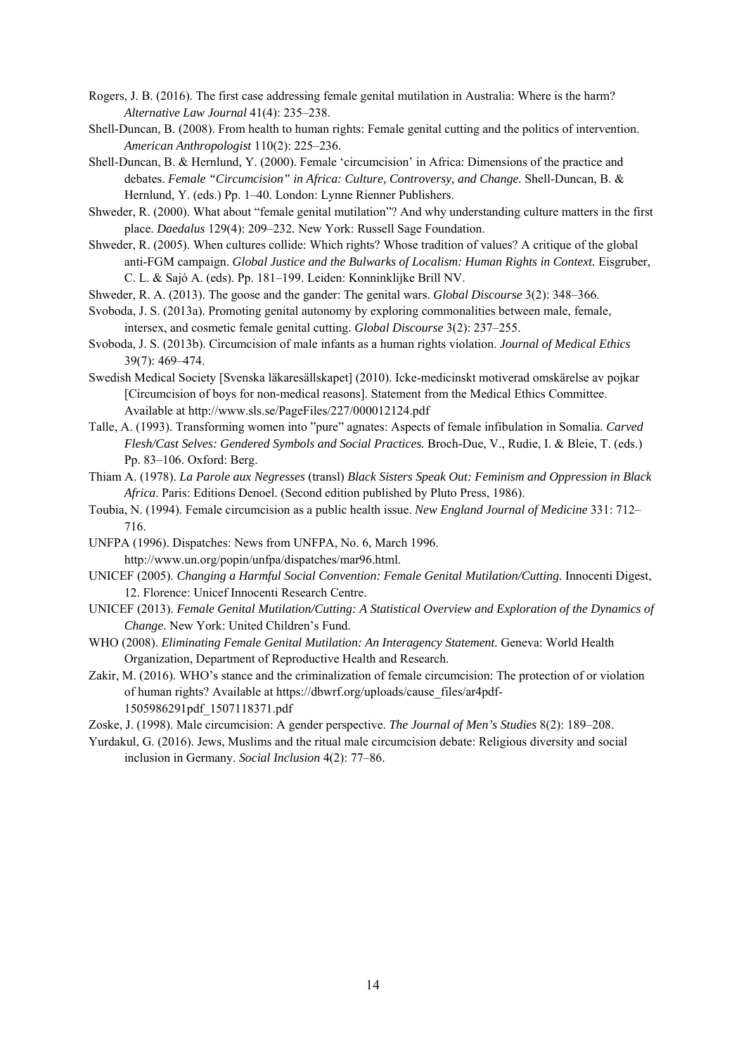Rogers, J. B. (2016). The first case addressing female genital mutilation in Australia: Where is the harm? *Alternative Law Journal* 41(4): 235–238.

Shell-Duncan, B. (2008). From health to human rights: Female genital cutting and the politics of intervention. *American Anthropologist* 110(2): 225–236.

Shell-Duncan, B. & Hernlund, Y. (2000). Female 'circumcision' in Africa: Dimensions of the practice and debates. *Female "Circumcision" in Africa: Culture, Controversy, and Change.* Shell-Duncan, B. & Hernlund, Y. (eds.) Pp. 1–40. London: Lynne Rienner Publishers.

Shweder, R. (2000). What about "female genital mutilation"? And why understanding culture matters in the first place. *Daedalus* 129(4): 209–232. New York: Russell Sage Foundation.

Shweder, R. (2005). When cultures collide: Which rights? Whose tradition of values? A critique of the global anti-FGM campaign. *Global Justice and the Bulwarks of Localism: Human Rights in Context.* Eisgruber, C. L. & Sajó A. (eds). Pp. 181–199. Leiden: Konninklijke Brill NV.

Shweder, R. A. (2013). The goose and the gander: The genital wars. *Global Discourse* 3(2): 348–366.

Svoboda, J. S. (2013a). Promoting genital autonomy by exploring commonalities between male, female, intersex, and cosmetic female genital cutting. *Global Discourse* 3(2): 237–255.

Svoboda, J. S. (2013b). Circumcision of male infants as a human rights violation. *Journal of Medical Ethics* 39(7): 469–474.

Swedish Medical Society [Svenska läkaresällskapet] (2010). Icke-medicinskt motiverad omskärelse av pojkar [Circumcision of boys for non-medical reasons]. Statement from the Medical Ethics Committee. Available at http://www.sls.se/PageFiles/227/000012124.pdf

Talle, A. (1993). Transforming women into "pure" agnates: Aspects of female infibulation in Somalia. *Carved Flesh/Cast Selves: Gendered Symbols and Social Practices.* Broch-Due, V., Rudie, I. & Bleie, T. (eds.) Pp. 83–106. Oxford: Berg.

Thiam A. (1978). *La Parole aux Negresses* (transl) *Black Sisters Speak Out: Feminism and Oppression in Black Africa*. Paris: Editions Denoel. (Second edition published by Pluto Press, 1986).

Toubia, N. (1994). Female circumcision as a public health issue. *New England Journal of Medicine* 331: 712–716.

UNFPA (1996). Dispatches: News from UNFPA, No. 6, March 1996. http://www.un.org/popin/unfpa/dispatches/mar96.html.

UNICEF (2005). *Changing a Harmful Social Convention: Female Genital Mutilation/Cutting.* Innocenti Digest, 12. Florence: Unicef Innocenti Research Centre.

UNICEF (2013). *Female Genital Mutilation/Cutting: A Statistical Overview and Exploration of the Dynamics of Change*. New York: United Children's Fund.

WHO (2008). *Eliminating Female Genital Mutilation: An Interagency Statement.* Geneva: World Health Organization, Department of Reproductive Health and Research.

Zakir, M. (2016). WHO's stance and the criminalization of female circumcision: The protection of or violation of human rights? Available at https://dbwrf.org/uploads/cause_files/ar4pdf-1505986291pdf_1507118371.pdf

Zoske, J. (1998). Male circumcision: A gender perspective. *The Journal of Men's Studies* 8(2): 189–208.

Yurdakul, G. (2016). Jews, Muslims and the ritual male circumcision debate: Religious diversity and social inclusion in Germany. *Social Inclusion* 4(2): 77–86.